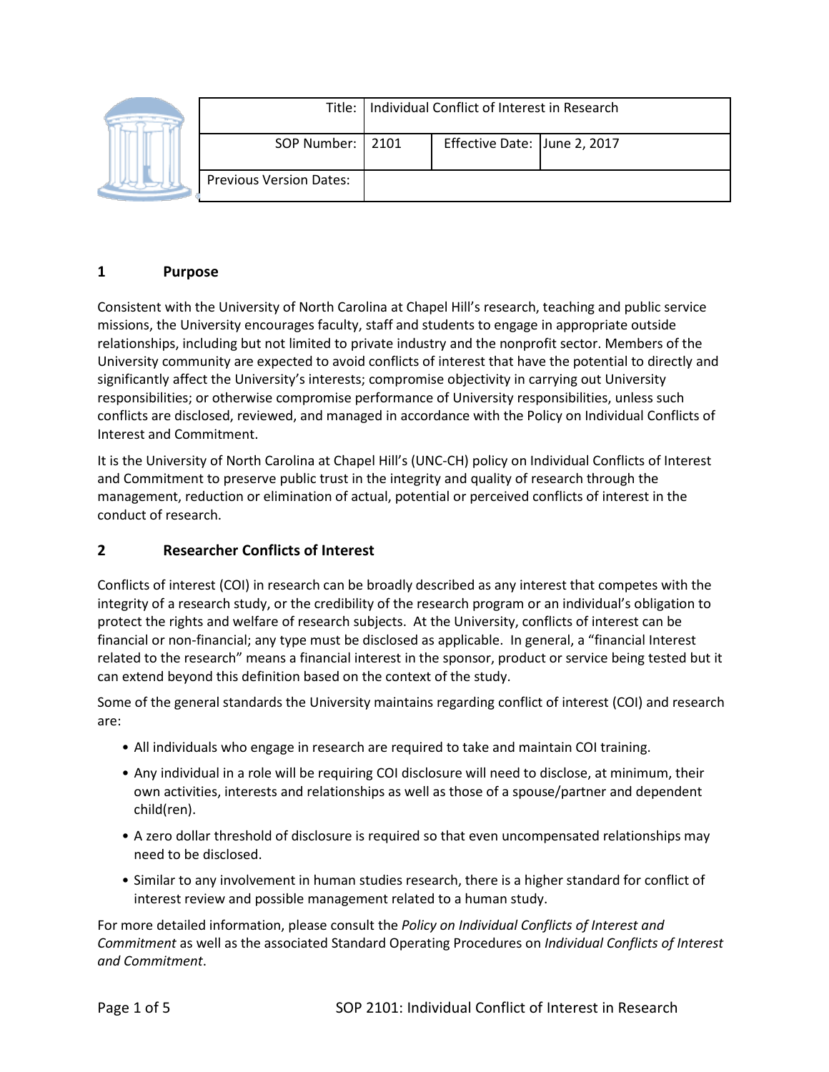| Title: | Individual Conflict of Interest in Research | | |
|---|---|---|---|
| SOP Number: | 2101 | Effective Date: | June 2, 2017 |
| Previous Version Dates: | | | |

## 1 Purpose

Consistent with the University of North Carolina at Chapel Hill's research, teaching and public service missions, the University encourages faculty, staff and students to engage in appropriate outside relationships, including but not limited to private industry and the nonprofit sector. Members of the University community are expected to avoid conflicts of interest that have the potential to directly and significantly affect the University's interests; compromise objectivity in carrying out University responsibilities; or otherwise compromise performance of University responsibilities, unless such conflicts are disclosed, reviewed, and managed in accordance with the Policy on Individual Conflicts of Interest and Commitment.

It is the University of North Carolina at Chapel Hill's (UNC-CH) policy on Individual Conflicts of Interest and Commitment to preserve public trust in the integrity and quality of research through the management, reduction or elimination of actual, potential or perceived conflicts of interest in the conduct of research.

## 2 Researcher Conflicts of Interest

Conflicts of interest (COI) in research can be broadly described as any interest that competes with the integrity of a research study, or the credibility of the research program or an individual's obligation to protect the rights and welfare of research subjects. At the University, conflicts of interest can be financial or non-financial; any type must be disclosed as applicable. In general, a "financial Interest related to the research" means a financial interest in the sponsor, product or service being tested but it can extend beyond this definition based on the context of the study.

Some of the general standards the University maintains regarding conflict of interest (COI) and research are:

- All individuals who engage in research are required to take and maintain COI training.
- Any individual in a role will be requiring COI disclosure will need to disclose, at minimum, their own activities, interests and relationships as well as those of a spouse/partner and dependent child(ren).
- A zero dollar threshold of disclosure is required so that even uncompensated relationships may need to be disclosed.
- Similar to any involvement in human studies research, there is a higher standard for conflict of interest review and possible management related to a human study.

For more detailed information, please consult the *Policy on Individual Conflicts of Interest and Commitment* as well as the associated Standard Operating Procedures on *Individual Conflicts of Interest and Commitment*.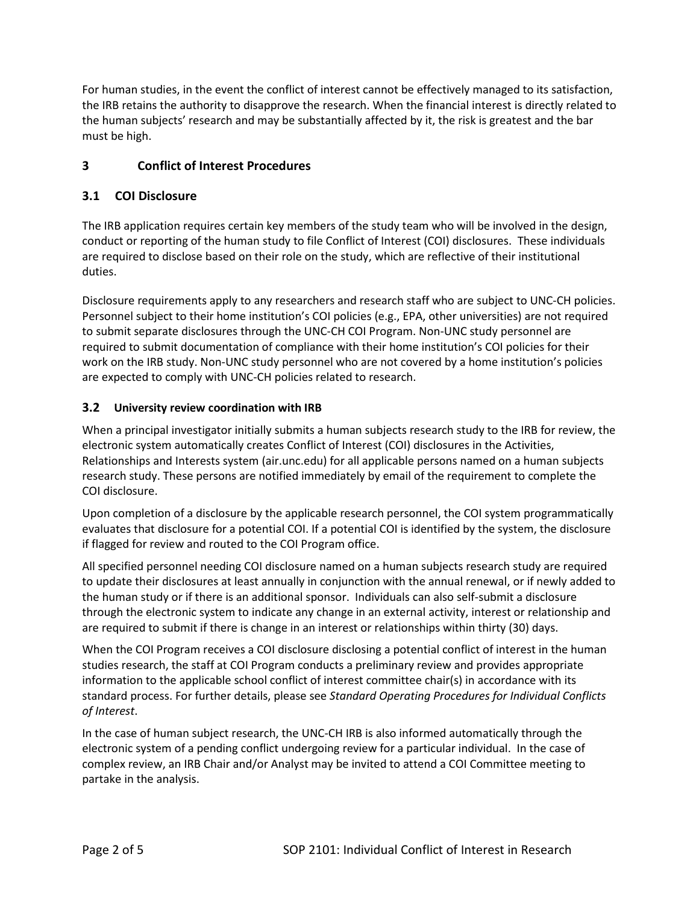For human studies, in the event the conflict of interest cannot be effectively managed to its satisfaction, the IRB retains the authority to disapprove the research. When the financial interest is directly related to the human subjects' research and may be substantially affected by it, the risk is greatest and the bar must be high.

## 3 Conflict of Interest Procedures

### 3.1 COI Disclosure

The IRB application requires certain key members of the study team who will be involved in the design, conduct or reporting of the human study to file Conflict of Interest (COI) disclosures. These individuals are required to disclose based on their role on the study, which are reflective of their institutional duties.

Disclosure requirements apply to any researchers and research staff who are subject to UNC-CH policies. Personnel subject to their home institution's COI policies (e.g., EPA, other universities) are not required to submit separate disclosures through the UNC-CH COI Program. Non-UNC study personnel are required to submit documentation of compliance with their home institution's COI policies for their work on the IRB study. Non-UNC study personnel who are not covered by a home institution's policies are expected to comply with UNC-CH policies related to research.

### 3.2 University review coordination with IRB

When a principal investigator initially submits a human subjects research study to the IRB for review, the electronic system automatically creates Conflict of Interest (COI) disclosures in the Activities, Relationships and Interests system (air.unc.edu) for all applicable persons named on a human subjects research study. These persons are notified immediately by email of the requirement to complete the COI disclosure.

Upon completion of a disclosure by the applicable research personnel, the COI system programmatically evaluates that disclosure for a potential COI. If a potential COI is identified by the system, the disclosure if flagged for review and routed to the COI Program office.

All specified personnel needing COI disclosure named on a human subjects research study are required to update their disclosures at least annually in conjunction with the annual renewal, or if newly added to the human study or if there is an additional sponsor. Individuals can also self-submit a disclosure through the electronic system to indicate any change in an external activity, interest or relationship and are required to submit if there is change in an interest or relationships within thirty (30) days.

When the COI Program receives a COI disclosure disclosing a potential conflict of interest in the human studies research, the staff at COI Program conducts a preliminary review and provides appropriate information to the applicable school conflict of interest committee chair(s) in accordance with its standard process. For further details, please see *Standard Operating Procedures for Individual Conflicts of Interest*.

In the case of human subject research, the UNC-CH IRB is also informed automatically through the electronic system of a pending conflict undergoing review for a particular individual. In the case of complex review, an IRB Chair and/or Analyst may be invited to attend a COI Committee meeting to partake in the analysis.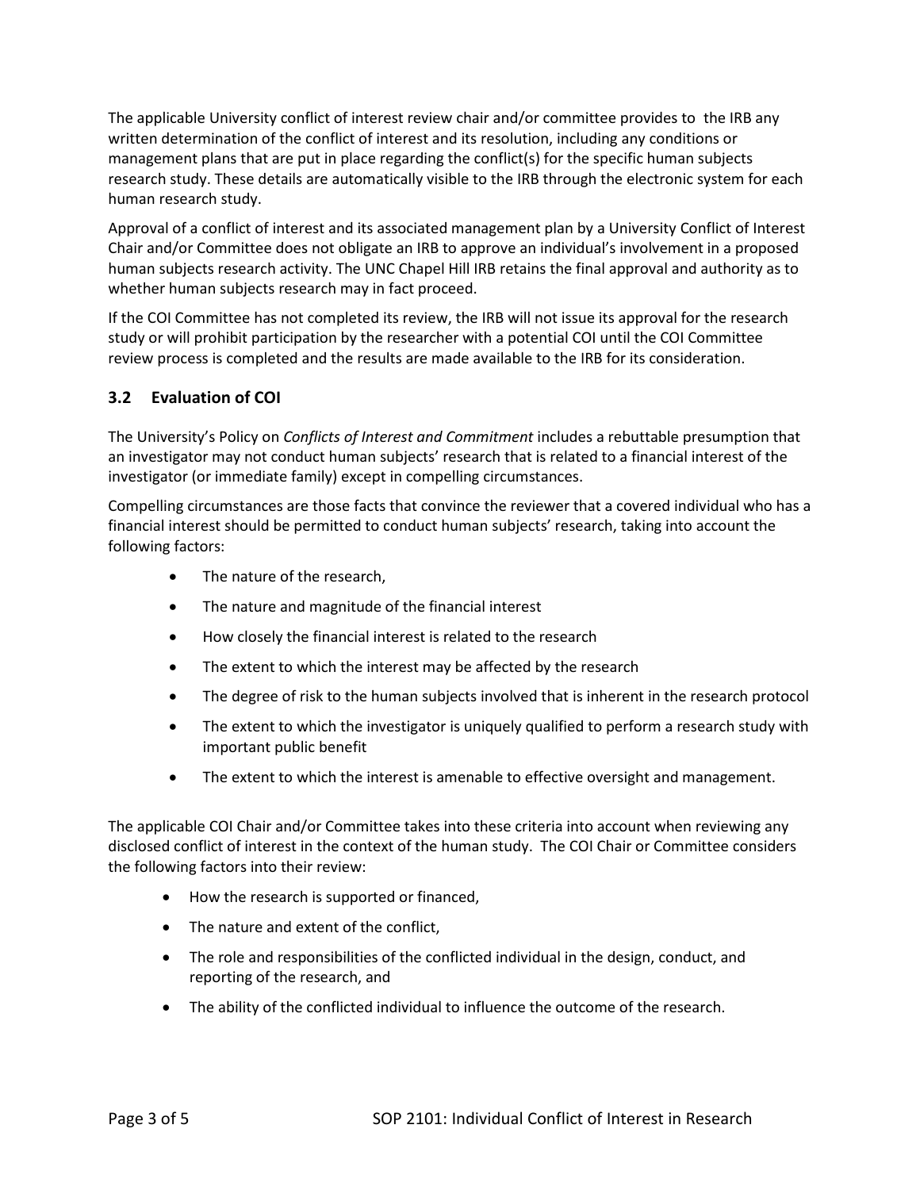The applicable University conflict of interest review chair and/or committee provides to the IRB any written determination of the conflict of interest and its resolution, including any conditions or management plans that are put in place regarding the conflict(s) for the specific human subjects research study. These details are automatically visible to the IRB through the electronic system for each human research study.

Approval of a conflict of interest and its associated management plan by a University Conflict of Interest Chair and/or Committee does not obligate an IRB to approve an individual's involvement in a proposed human subjects research activity. The UNC Chapel Hill IRB retains the final approval and authority as to whether human subjects research may in fact proceed.

If the COI Committee has not completed its review, the IRB will not issue its approval for the research study or will prohibit participation by the researcher with a potential COI until the COI Committee review process is completed and the results are made available to the IRB for its consideration.

### 3.2 Evaluation of COI

The University's Policy on *Conflicts of Interest and Commitment* includes a rebuttable presumption that an investigator may not conduct human subjects' research that is related to a financial interest of the investigator (or immediate family) except in compelling circumstances.

Compelling circumstances are those facts that convince the reviewer that a covered individual who has a financial interest should be permitted to conduct human subjects' research, taking into account the following factors:

- The nature of the research,
- The nature and magnitude of the financial interest
- How closely the financial interest is related to the research
- The extent to which the interest may be affected by the research
- The degree of risk to the human subjects involved that is inherent in the research protocol
- The extent to which the investigator is uniquely qualified to perform a research study with important public benefit
- The extent to which the interest is amenable to effective oversight and management.

The applicable COI Chair and/or Committee takes into these criteria into account when reviewing any disclosed conflict of interest in the context of the human study. The COI Chair or Committee considers the following factors into their review:

- How the research is supported or financed,
- The nature and extent of the conflict,
- The role and responsibilities of the conflicted individual in the design, conduct, and reporting of the research, and
- The ability of the conflicted individual to influence the outcome of the research.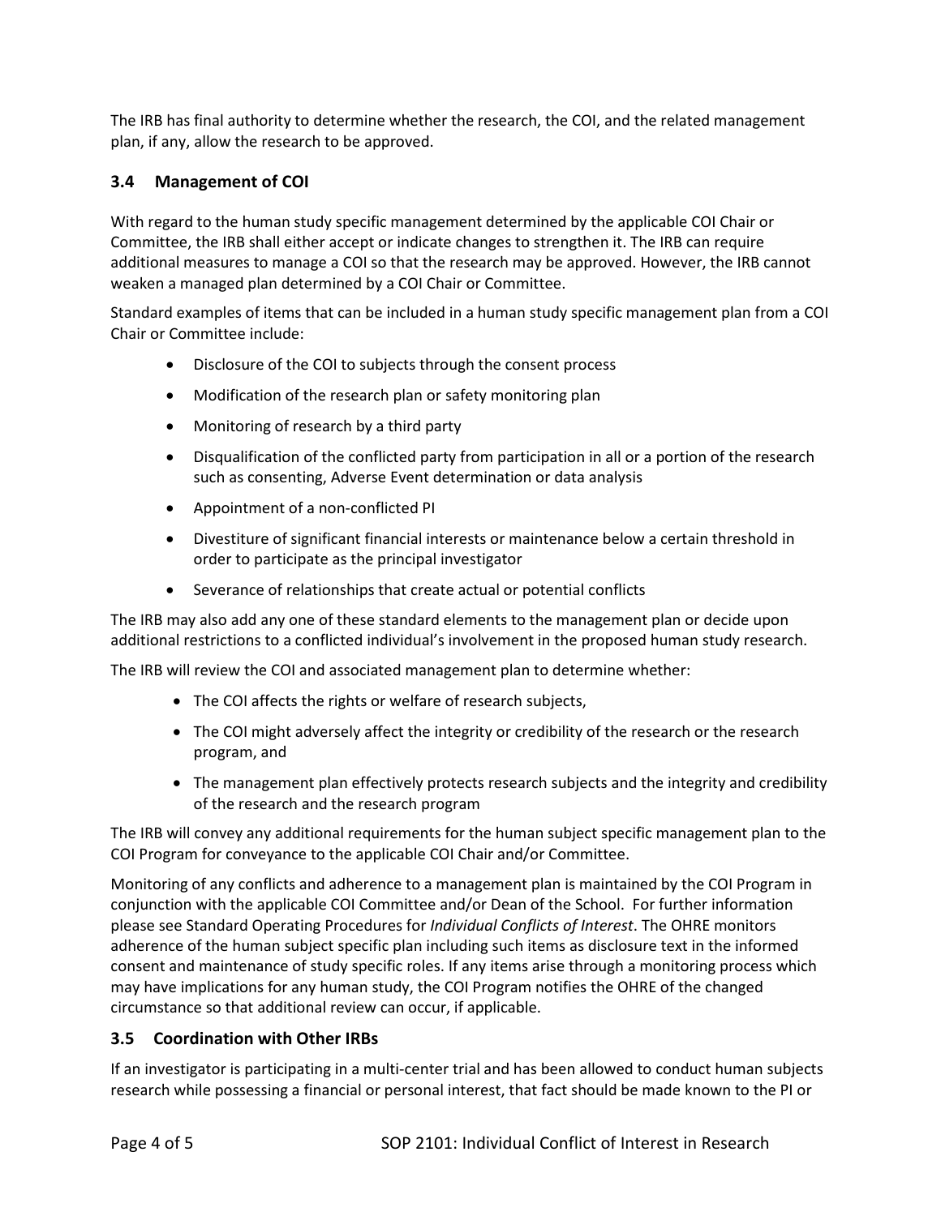The IRB has final authority to determine whether the research, the COI, and the related management plan, if any, allow the research to be approved.

### 3.4 Management of COI

With regard to the human study specific management determined by the applicable COI Chair or Committee, the IRB shall either accept or indicate changes to strengthen it. The IRB can require additional measures to manage a COI so that the research may be approved. However, the IRB cannot weaken a managed plan determined by a COI Chair or Committee.

Standard examples of items that can be included in a human study specific management plan from a COI Chair or Committee include:

- Disclosure of the COI to subjects through the consent process
- Modification of the research plan or safety monitoring plan
- Monitoring of research by a third party
- Disqualification of the conflicted party from participation in all or a portion of the research such as consenting, Adverse Event determination or data analysis
- Appointment of a non-conflicted PI
- Divestiture of significant financial interests or maintenance below a certain threshold in order to participate as the principal investigator
- Severance of relationships that create actual or potential conflicts

The IRB may also add any one of these standard elements to the management plan or decide upon additional restrictions to a conflicted individual's involvement in the proposed human study research.

The IRB will review the COI and associated management plan to determine whether:

- The COI affects the rights or welfare of research subjects,
- The COI might adversely affect the integrity or credibility of the research or the research program, and
- The management plan effectively protects research subjects and the integrity and credibility of the research and the research program

The IRB will convey any additional requirements for the human subject specific management plan to the COI Program for conveyance to the applicable COI Chair and/or Committee.

Monitoring of any conflicts and adherence to a management plan is maintained by the COI Program in conjunction with the applicable COI Committee and/or Dean of the School. For further information please see Standard Operating Procedures for *Individual Conflicts of Interest*. The OHRE monitors adherence of the human subject specific plan including such items as disclosure text in the informed consent and maintenance of study specific roles. If any items arise through a monitoring process which may have implications for any human study, the COI Program notifies the OHRE of the changed circumstance so that additional review can occur, if applicable.

### 3.5 Coordination with Other IRBs

If an investigator is participating in a multi-center trial and has been allowed to conduct human subjects research while possessing a financial or personal interest, that fact should be made known to the PI or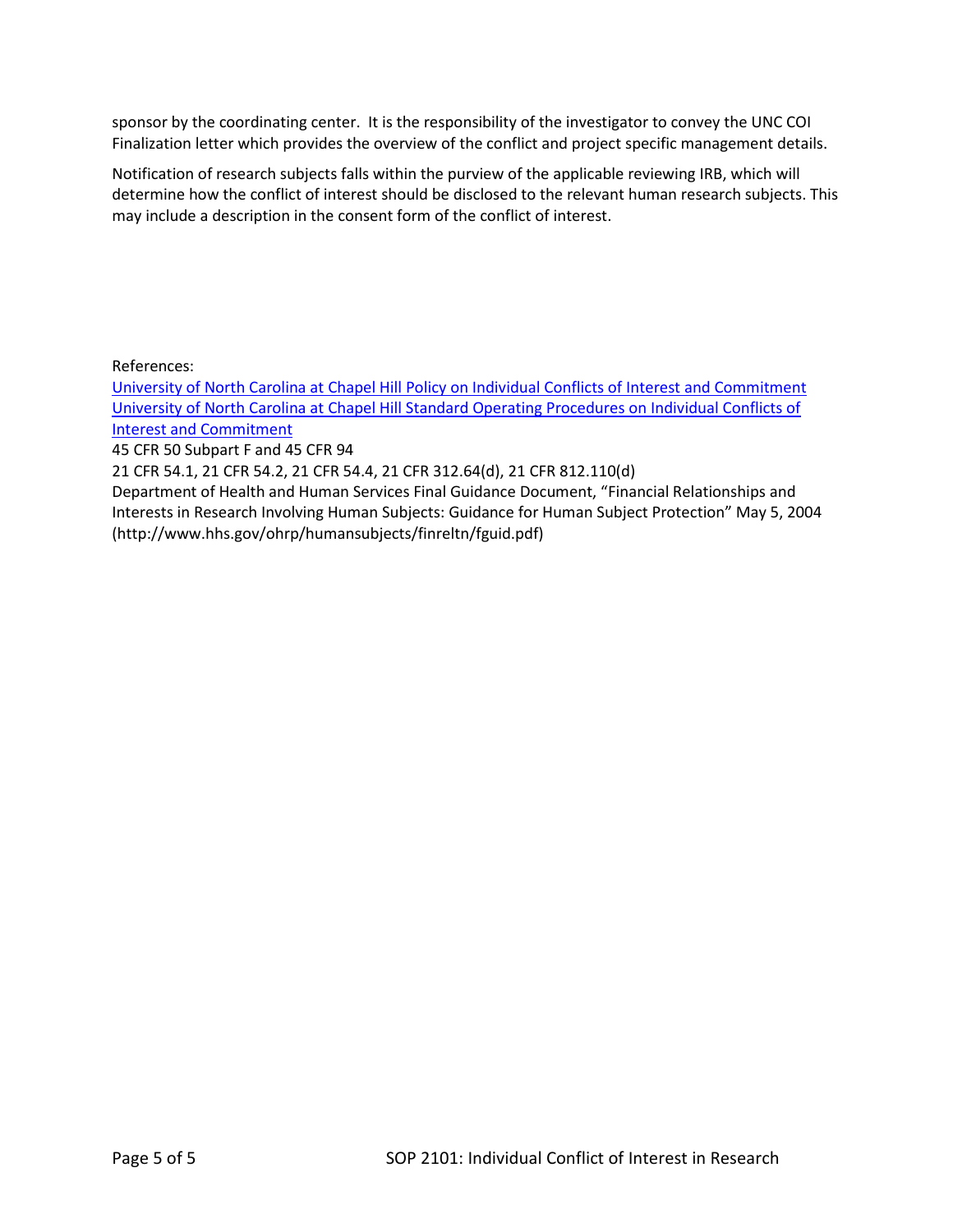sponsor by the coordinating center. It is the responsibility of the investigator to convey the UNC COI Finalization letter which provides the overview of the conflict and project specific management details.

Notification of research subjects falls within the purview of the applicable reviewing IRB, which will determine how the conflict of interest should be disclosed to the relevant human research subjects. This may include a description in the consent form of the conflict of interest.

References:
University of North Carolina at Chapel Hill Policy on Individual Conflicts of Interest and Commitment
University of North Carolina at Chapel Hill Standard Operating Procedures on Individual Conflicts of Interest and Commitment
45 CFR 50 Subpart F and 45 CFR 94
21 CFR 54.1, 21 CFR 54.2, 21 CFR 54.4, 21 CFR 312.64(d), 21 CFR 812.110(d)
Department of Health and Human Services Final Guidance Document, “Financial Relationships and Interests in Research Involving Human Subjects: Guidance for Human Subject Protection” May 5, 2004 (http://www.hhs.gov/ohrp/humansubjects/finreltn/fguid.pdf)